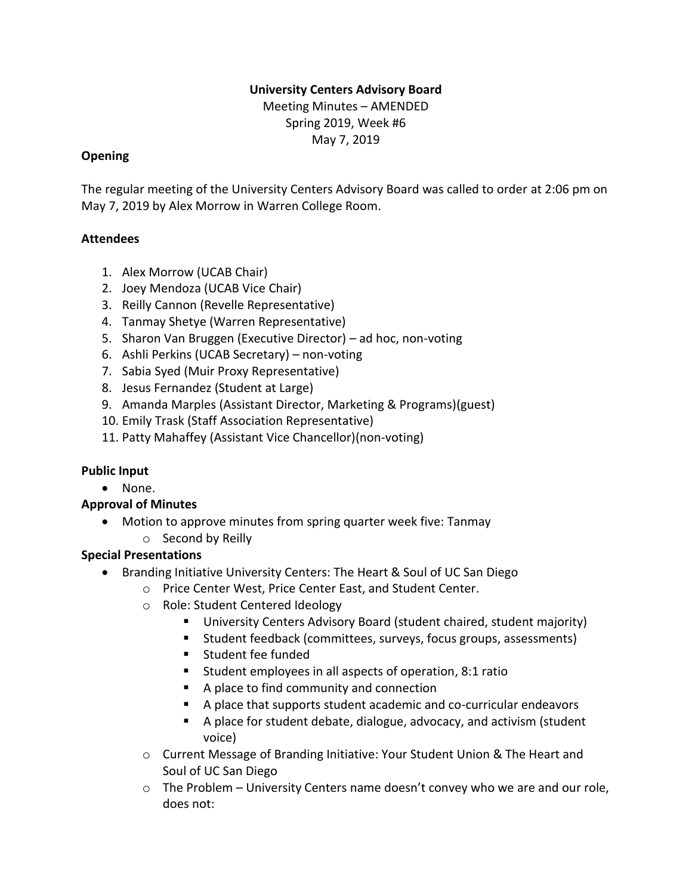**University Centers Advisory Board**

Meeting Minutes – AMENDED

Spring 2019, Week #6

May 7, 2019

**Opening**

The regular meeting of the University Centers Advisory Board was called to order at 2:06 pm on May 7, 2019 by Alex Morrow in Warren College Room.

**Attendees**

1. Alex Morrow (UCAB Chair)
2. Joey Mendoza (UCAB Vice Chair)
3. Reilly Cannon (Revelle Representative)
4. Tanmay Shetye (Warren Representative)
5. Sharon Van Bruggen (Executive Director) – ad hoc, non-voting
6. Ashli Perkins (UCAB Secretary) – non-voting
7. Sabia Syed (Muir Proxy Representative)
8. Jesus Fernandez (Student at Large)
9. Amanda Marples (Assistant Director, Marketing & Programs)(guest)
10. Emily Trask (Staff Association Representative)
11. Patty Mahaffey (Assistant Vice Chancellor)(non-voting)

**Public Input**

- None.

**Approval of Minutes**

- Motion to approve minutes from spring quarter week five: Tanmay
  - Second by Reilly

**Special Presentations**

- Branding Initiative University Centers: The Heart & Soul of UC San Diego
  - Price Center West, Price Center East, and Student Center.
  - Role: Student Centered Ideology
    - University Centers Advisory Board (student chaired, student majority)
    - Student feedback (committees, surveys, focus groups, assessments)
    - Student fee funded
    - Student employees in all aspects of operation, 8:1 ratio
    - A place to find community and connection
    - A place that supports student academic and co-curricular endeavors
    - A place for student debate, dialogue, advocacy, and activism (student voice)
  - Current Message of Branding Initiative: Your Student Union & The Heart and Soul of UC San Diego
  - The Problem – University Centers name doesn't convey who we are and our role, does not: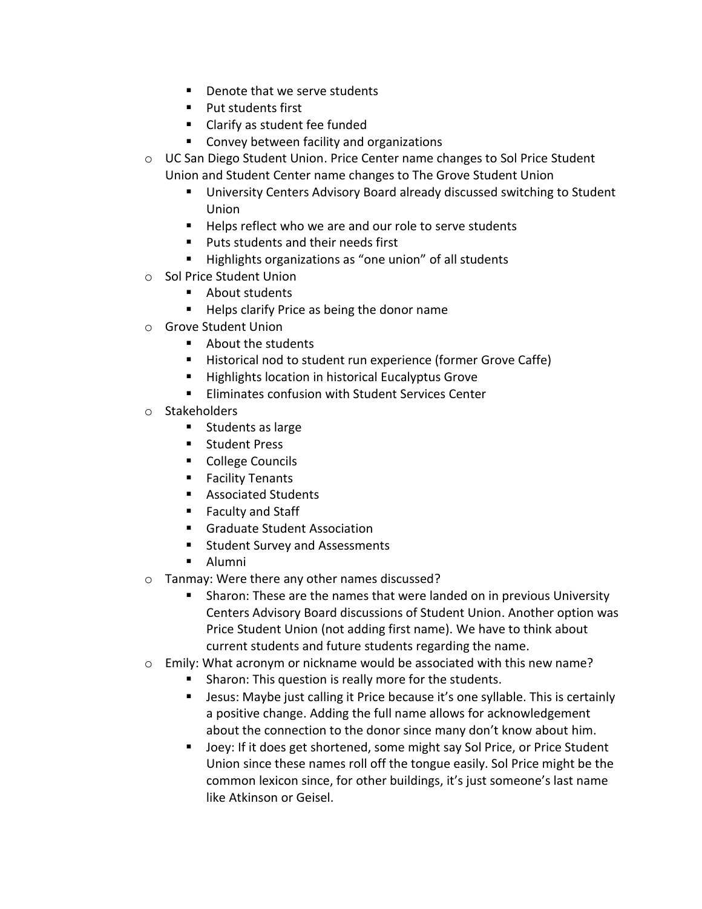- Denote that we serve students
        - Put students first
        - Clarify as student fee funded
        - Convey between facility and organizations
    - UC San Diego Student Union. Price Center name changes to Sol Price Student Union and Student Center name changes to The Grove Student Union
        - University Centers Advisory Board already discussed switching to Student Union
        - Helps reflect who we are and our role to serve students
        - Puts students and their needs first
        - Highlights organizations as "one union" of all students
    - Sol Price Student Union
        - About students
        - Helps clarify Price as being the donor name
    - Grove Student Union
        - About the students
        - Historical nod to student run experience (former Grove Caffe)
        - Highlights location in historical Eucalyptus Grove
        - Eliminates confusion with Student Services Center
    - Stakeholders
        - Students as large
        - Student Press
        - College Councils
        - Facility Tenants
        - Associated Students
        - Faculty and Staff
        - Graduate Student Association
        - Student Survey and Assessments
        - Alumni
    - Tanmay: Were there any other names discussed?
        - Sharon: These are the names that were landed on in previous University Centers Advisory Board discussions of Student Union. Another option was Price Student Union (not adding first name). We have to think about current students and future students regarding the name.
    - Emily: What acronym or nickname would be associated with this new name?
        - Sharon: This question is really more for the students.
        - Jesus: Maybe just calling it Price because it's one syllable. This is certainly a positive change. Adding the full name allows for acknowledgement about the connection to the donor since many don't know about him.
        - Joey: If it does get shortened, some might say Sol Price, or Price Student Union since these names roll off the tongue easily. Sol Price might be the common lexicon since, for other buildings, it's just someone's last name like Atkinson or Geisel.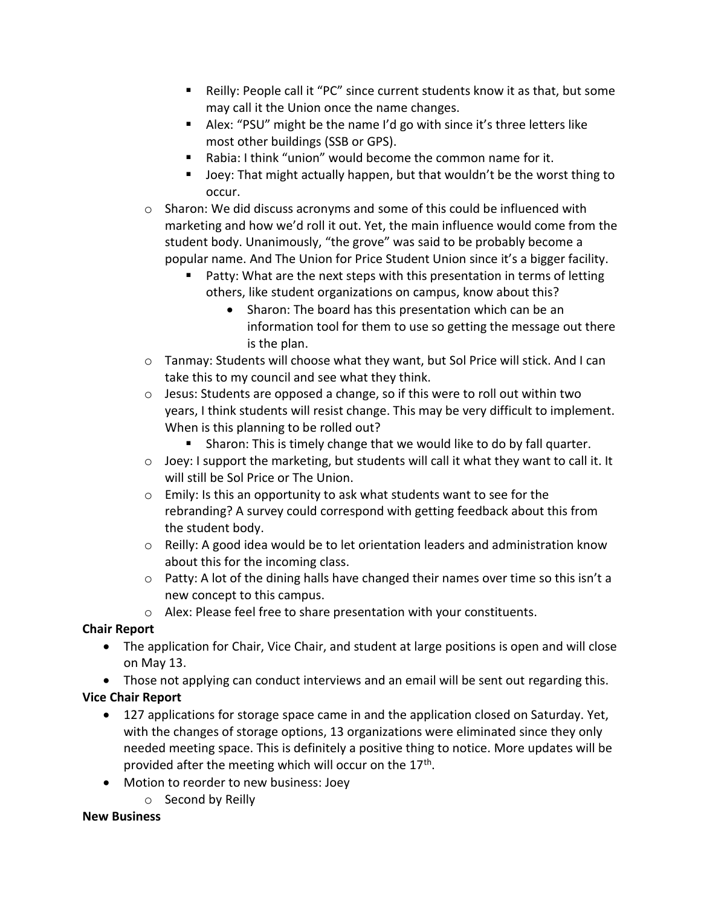- Reilly: People call it "PC" since current students know it as that, but some may call it the Union once the name changes.
        - Alex: "PSU" might be the name I'd go with since it's three letters like most other buildings (SSB or GPS).
        - Rabia: I think "union" would become the common name for it.
        - Joey: That might actually happen, but that wouldn't be the worst thing to occur.
    - Sharon: We did discuss acronyms and some of this could be influenced with marketing and how we'd roll it out. Yet, the main influence would come from the student body. Unanimously, "the grove" was said to be probably become a popular name. And The Union for Price Student Union since it's a bigger facility.
        - Patty: What are the next steps with this presentation in terms of letting others, like student organizations on campus, know about this?
            - Sharon: The board has this presentation which can be an information tool for them to use so getting the message out there is the plan.
    - Tanmay: Students will choose what they want, but Sol Price will stick. And I can take this to my council and see what they think.
    - Jesus: Students are opposed a change, so if this were to roll out within two years, I think students will resist change. This may be very difficult to implement. When is this planning to be rolled out?
        - Sharon: This is timely change that we would like to do by fall quarter.
    - Joey: I support the marketing, but students will call it what they want to call it. It will still be Sol Price or The Union.
    - Emily: Is this an opportunity to ask what students want to see for the rebranding? A survey could correspond with getting feedback about this from the student body.
    - Reilly: A good idea would be to let orientation leaders and administration know about this for the incoming class.
    - Patty: A lot of the dining halls have changed their names over time so this isn't a new concept to this campus.
    - Alex: Please feel free to share presentation with your constituents.

**Chair Report**

- The application for Chair, Vice Chair, and student at large positions is open and will close on May 13.
- Those not applying can conduct interviews and an email will be sent out regarding this.

**Vice Chair Report**

- 127 applications for storage space came in and the application closed on Saturday. Yet, with the changes of storage options, 13 organizations were eliminated since they only needed meeting space. This is definitely a positive thing to notice. More updates will be provided after the meeting which will occur on the 17th.
- Motion to reorder to new business: Joey
    - Second by Reilly

**New Business**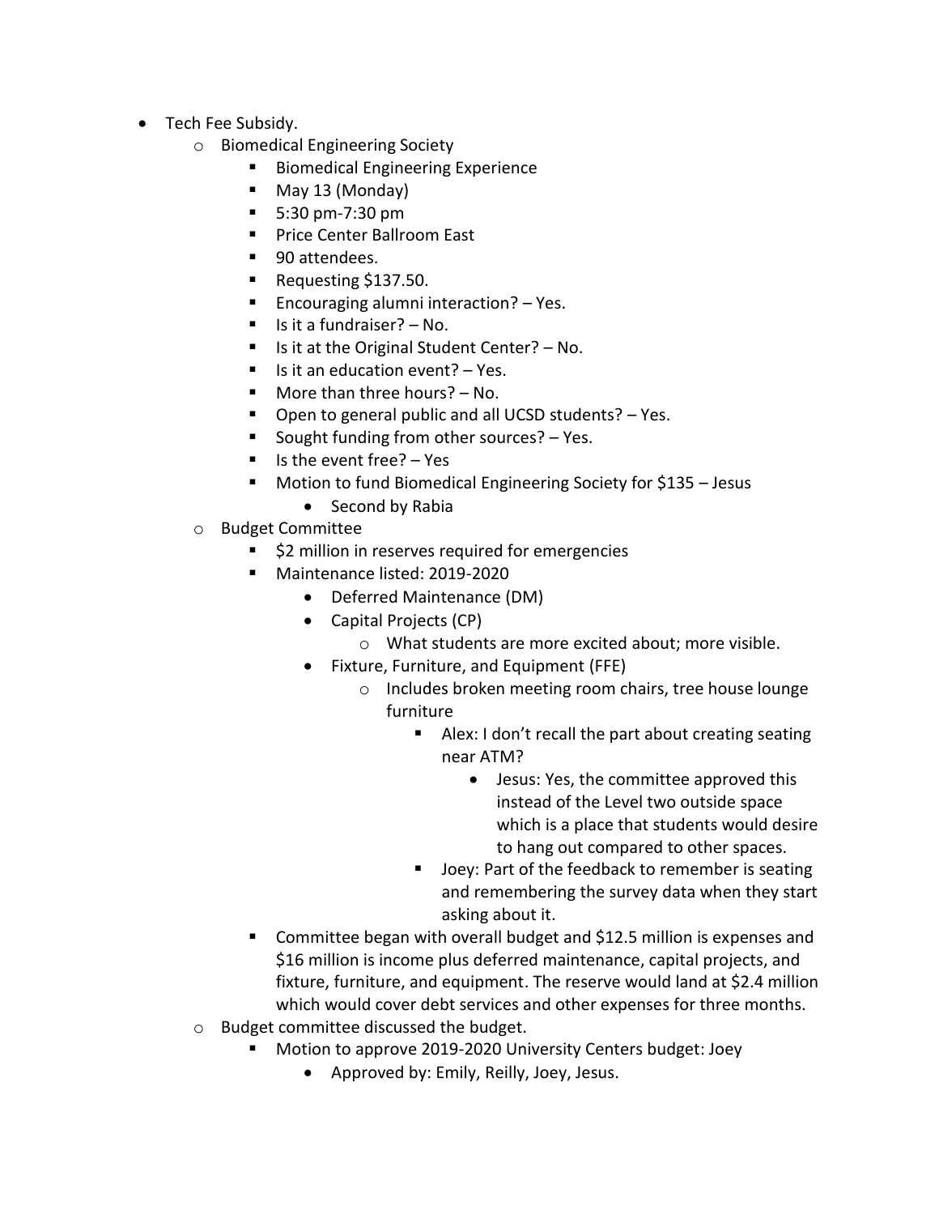- Tech Fee Subsidy.
  - Biomedical Engineering Society
    - Biomedical Engineering Experience
    - May 13 (Monday)
    - 5:30 pm-7:30 pm
    - Price Center Ballroom East
    - 90 attendees.
    - Requesting $137.50.
    - Encouraging alumni interaction? – Yes.
    - Is it a fundraiser? – No.
    - Is it at the Original Student Center? – No.
    - Is it an education event? – Yes.
    - More than three hours? – No.
    - Open to general public and all UCSD students? – Yes.
    - Sought funding from other sources? – Yes.
    - Is the event free? – Yes
    - Motion to fund Biomedical Engineering Society for $135 – Jesus
      - Second by Rabia
  - Budget Committee
    - $2 million in reserves required for emergencies
    - Maintenance listed: 2019-2020
      - Deferred Maintenance (DM)
      - Capital Projects (CP)
        - What students are more excited about; more visible.
      - Fixture, Furniture, and Equipment (FFE)
        - Includes broken meeting room chairs, tree house lounge furniture
          - Alex: I don't recall the part about creating seating near ATM?
            - Jesus: Yes, the committee approved this instead of the Level two outside space which is a place that students would desire to hang out compared to other spaces.
          - Joey: Part of the feedback to remember is seating and remembering the survey data when they start asking about it.
    - Committee began with overall budget and $12.5 million is expenses and $16 million is income plus deferred maintenance, capital projects, and fixture, furniture, and equipment. The reserve would land at $2.4 million which would cover debt services and other expenses for three months.
  - Budget committee discussed the budget.
    - Motion to approve 2019-2020 University Centers budget: Joey
      - Approved by: Emily, Reilly, Joey, Jesus.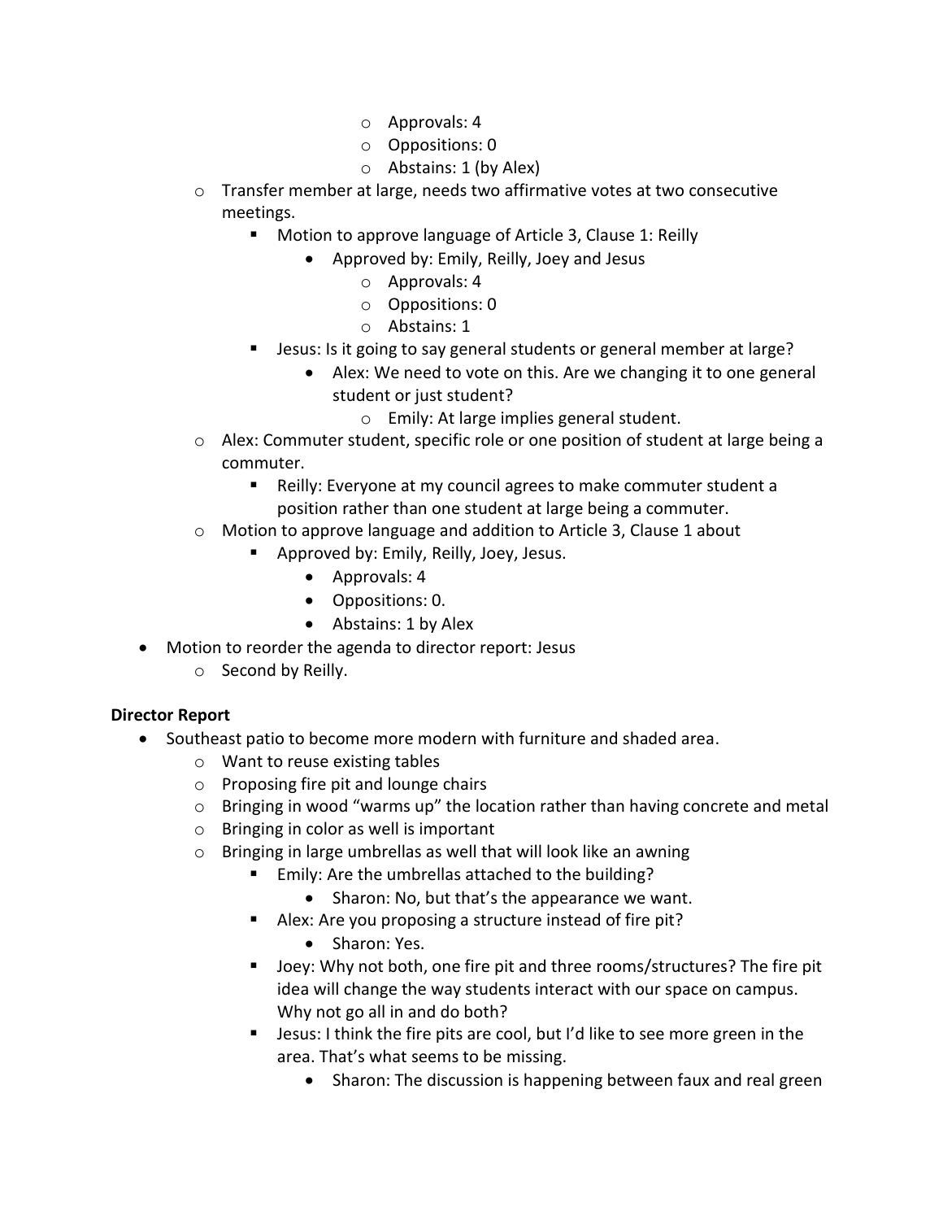- Approvals: 4
        - Oppositions: 0
        - Abstains: 1 (by Alex)
  - Transfer member at large, needs two affirmative votes at two consecutive meetings.
    - Motion to approve language of Article 3, Clause 1: Reilly
      - Approved by: Emily, Reilly, Joey and Jesus
        - Approvals: 4
        - Oppositions: 0
        - Abstains: 1
    - Jesus: Is it going to say general students or general member at large?
      - Alex: We need to vote on this. Are we changing it to one general student or just student?
        - Emily: At large implies general student.
  - Alex: Commuter student, specific role or one position of student at large being a commuter.
    - Reilly: Everyone at my council agrees to make commuter student a position rather than one student at large being a commuter.
  - Motion to approve language and addition to Article 3, Clause 1 about
    - Approved by: Emily, Reilly, Joey, Jesus.
      - Approvals: 4
      - Oppositions: 0.
      - Abstains: 1 by Alex
- Motion to reorder the agenda to director report: Jesus
  - Second by Reilly.

**Director Report**

- Southeast patio to become more modern with furniture and shaded area.
  - Want to reuse existing tables
  - Proposing fire pit and lounge chairs
  - Bringing in wood "warms up" the location rather than having concrete and metal
  - Bringing in color as well is important
  - Bringing in large umbrellas as well that will look like an awning
    - Emily: Are the umbrellas attached to the building?
      - Sharon: No, but that's the appearance we want.
    - Alex: Are you proposing a structure instead of fire pit?
      - Sharon: Yes.
    - Joey: Why not both, one fire pit and three rooms/structures? The fire pit idea will change the way students interact with our space on campus. Why not go all in and do both?
    - Jesus: I think the fire pits are cool, but I'd like to see more green in the area. That's what seems to be missing.
      - Sharon: The discussion is happening between faux and real green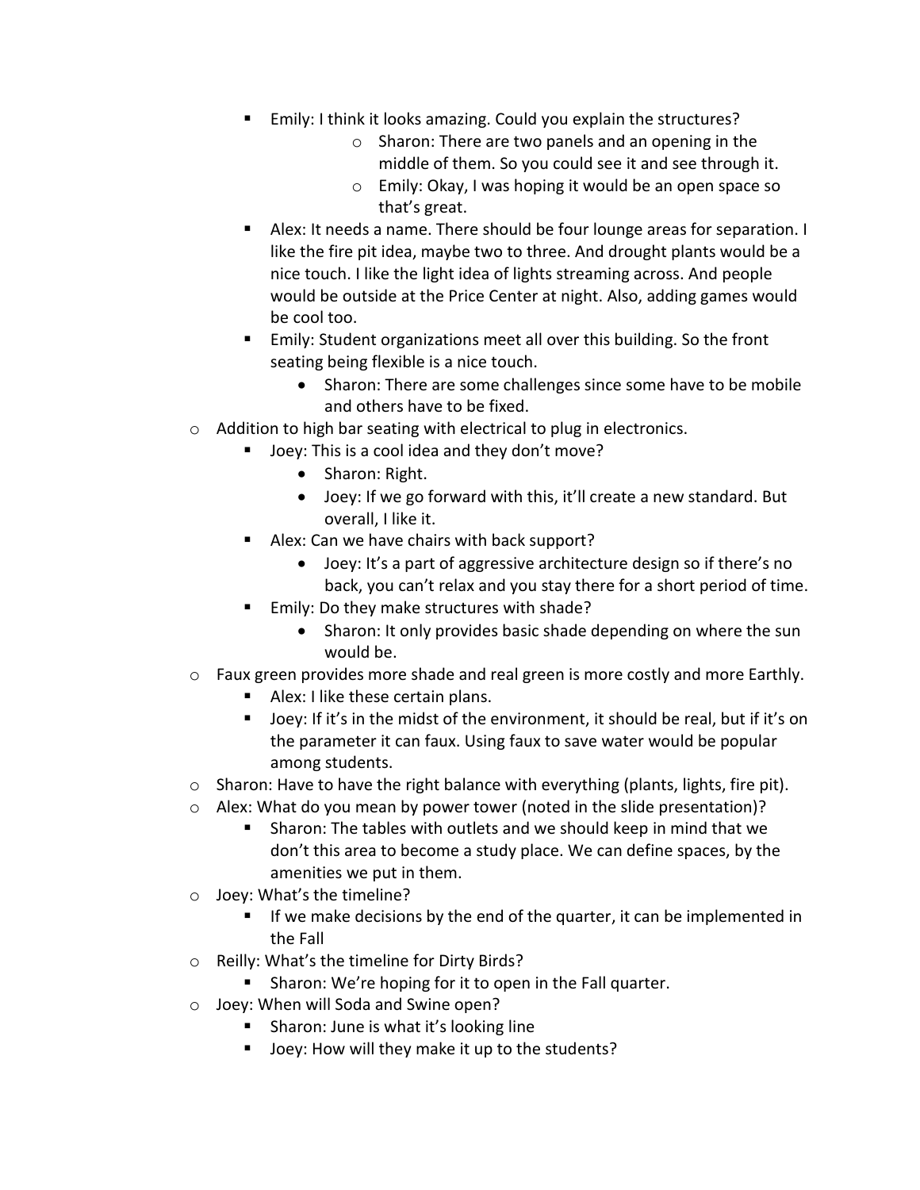- Emily: I think it looks amazing. Could you explain the structures?
      - Sharon: There are two panels and an opening in the middle of them. So you could see it and see through it.
      - Emily: Okay, I was hoping it would be an open space so that's great.
    - Alex: It needs a name. There should be four lounge areas for separation. I like the fire pit idea, maybe two to three. And drought plants would be a nice touch. I like the light idea of lights streaming across. And people would be outside at the Price Center at night. Also, adding games would be cool too.
    - Emily: Student organizations meet all over this building. So the front seating being flexible is a nice touch.
      - Sharon: There are some challenges since some have to be mobile and others have to be fixed.
  - Addition to high bar seating with electrical to plug in electronics.
    - Joey: This is a cool idea and they don't move?
      - Sharon: Right.
      - Joey: If we go forward with this, it'll create a new standard. But overall, I like it.
    - Alex: Can we have chairs with back support?
      - Joey: It's a part of aggressive architecture design so if there's no back, you can't relax and you stay there for a short period of time.
    - Emily: Do they make structures with shade?
      - Sharon: It only provides basic shade depending on where the sun would be.
  - Faux green provides more shade and real green is more costly and more Earthly.
    - Alex: I like these certain plans.
    - Joey: If it's in the midst of the environment, it should be real, but if it's on the parameter it can faux. Using faux to save water would be popular among students.
  - Sharon: Have to have the right balance with everything (plants, lights, fire pit).
  - Alex: What do you mean by power tower (noted in the slide presentation)?
    - Sharon: The tables with outlets and we should keep in mind that we don't this area to become a study place. We can define spaces, by the amenities we put in them.
  - Joey: What's the timeline?
    - If we make decisions by the end of the quarter, it can be implemented in the Fall
  - Reilly: What's the timeline for Dirty Birds?
    - Sharon: We're hoping for it to open in the Fall quarter.
  - Joey: When will Soda and Swine open?
    - Sharon: June is what it's looking line
    - Joey: How will they make it up to the students?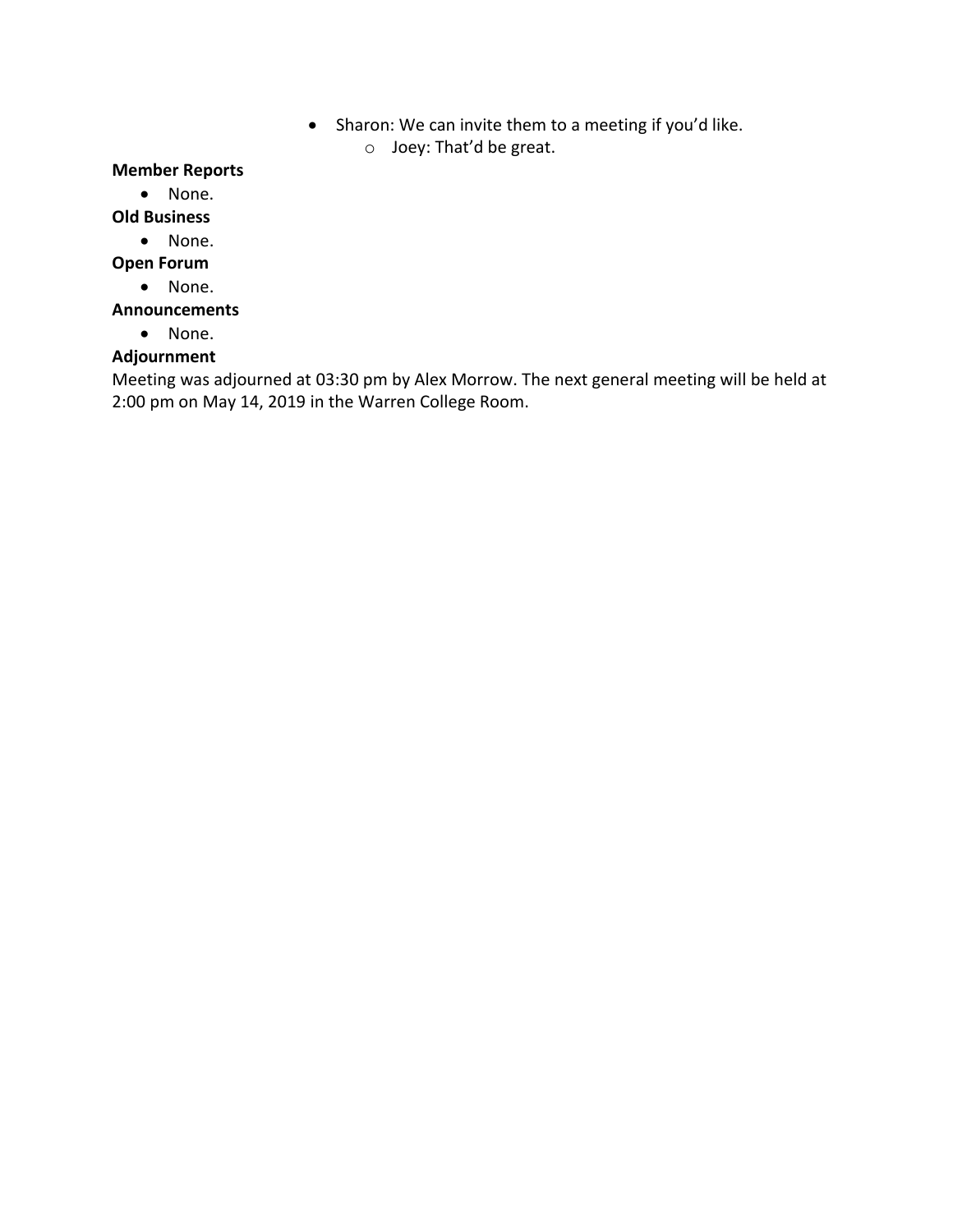- Sharon: We can invite them to a meeting if you'd like.
        - Joey: That'd be great.

**Member Reports**

- None.

**Old Business**

- None.

**Open Forum**

- None.

**Announcements**

- None.

**Adjournment**

Meeting was adjourned at 03:30 pm by Alex Morrow. The next general meeting will be held at 2:00 pm on May 14, 2019 in the Warren College Room.